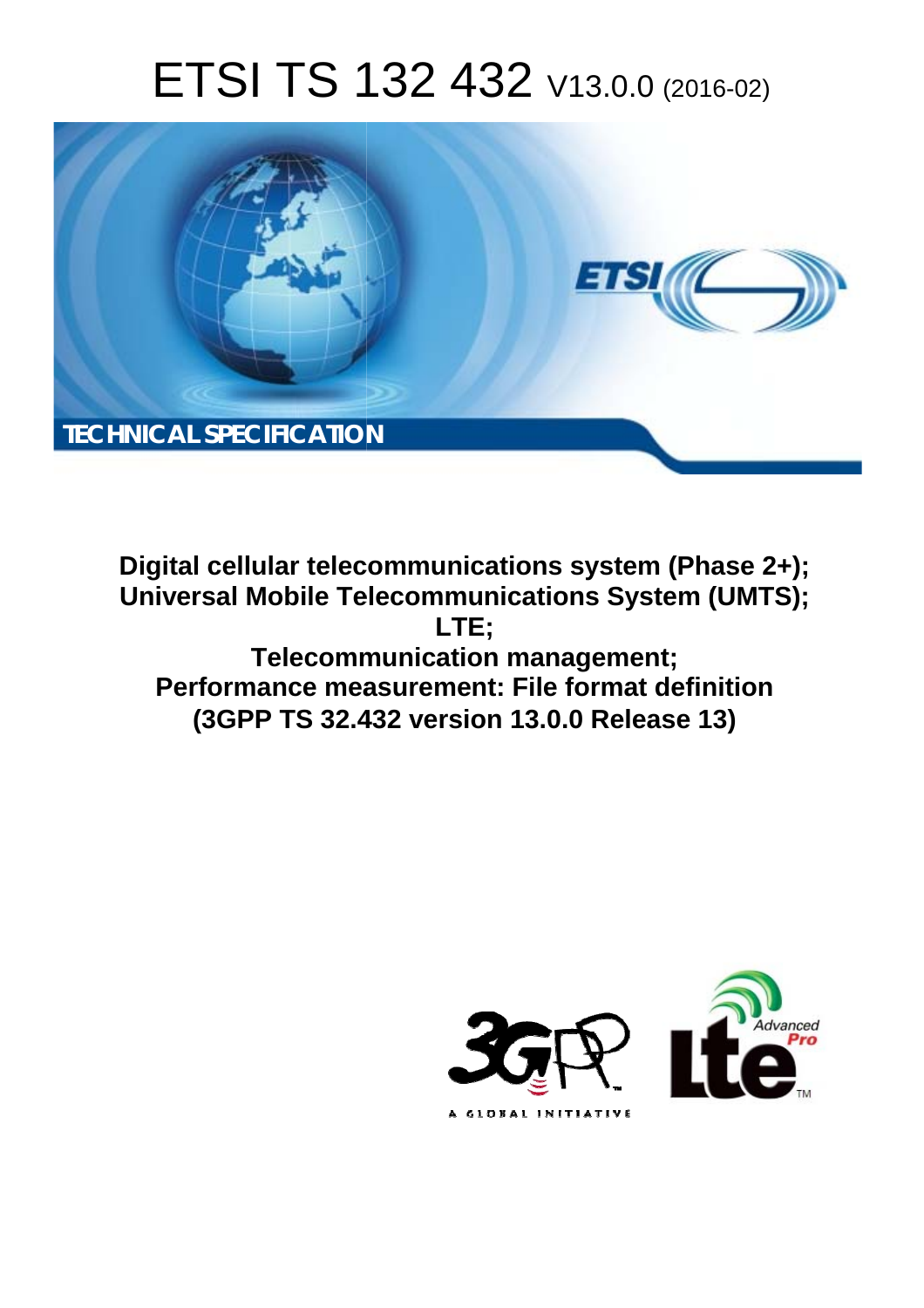# ETSI TS 132 432 V13.0.0 (2016-02)

TECHNICAL SPECIFICATION

**Digital cellular telecommunications system (Phase 2+); Universal Mobile Telecommunications System (UMTS); LTE; Telecommunication management; Performance measurement: File format definition (3GPP TS 32.432 version 13.0.0 Release 13)**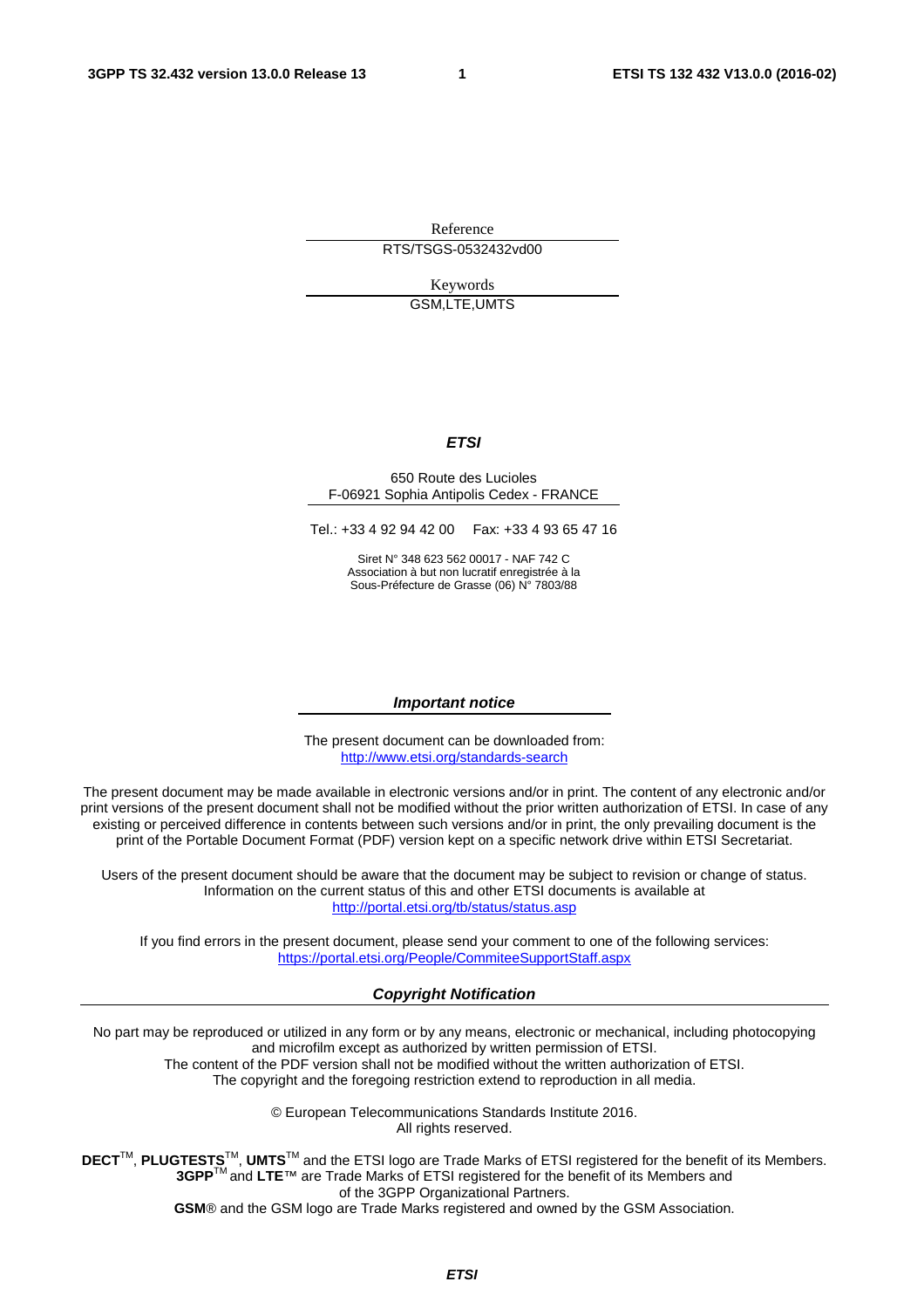Reference

RTS/TSGS-0532432vd00

Keywords

GSM,LTE,UMTS

***ETSI***

650 Route des Lucioles
F-06921 Sophia Antipolis Cedex - FRANCE

Tel.: +33 4 92 94 42 00 Fax: +33 4 93 65 47 16

Siret N° 348 623 562 00017 - NAF 742 C
Association à but non lucratif enregistrée à la
Sous-Préfecture de Grasse (06) N° 7803/88

***Important notice***

The present document can be downloaded from:
http://www.etsi.org/standards-search

The present document may be made available in electronic versions and/or in print. The content of any electronic and/or print versions of the present document shall not be modified without the prior written authorization of ETSI. In case of any existing or perceived difference in contents between such versions and/or in print, the only prevailing document is the print of the Portable Document Format (PDF) version kept on a specific network drive within ETSI Secretariat.

Users of the present document should be aware that the document may be subject to revision or change of status. Information on the current status of this and other ETSI documents is available at
http://portal.etsi.org/tb/status/status.asp

If you find errors in the present document, please send your comment to one of the following services:
https://portal.etsi.org/People/CommiteeSupportStaff.aspx

***Copyright Notification***

No part may be reproduced or utilized in any form or by any means, electronic or mechanical, including photocopying and microfilm except as authorized by written permission of ETSI.
The content of the PDF version shall not be modified without the written authorization of ETSI.
The copyright and the foregoing restriction extend to reproduction in all media.

© European Telecommunications Standards Institute 2016.
All rights reserved.

**DECT**TM, **PLUGTESTS**TM, **UMTS**TM and the ETSI logo are Trade Marks of ETSI registered for the benefit of its Members.
**3GPP**TM and **LTE**™ are Trade Marks of ETSI registered for the benefit of its Members and of the 3GPP Organizational Partners.
**GSM**® and the GSM logo are Trade Marks registered and owned by the GSM Association.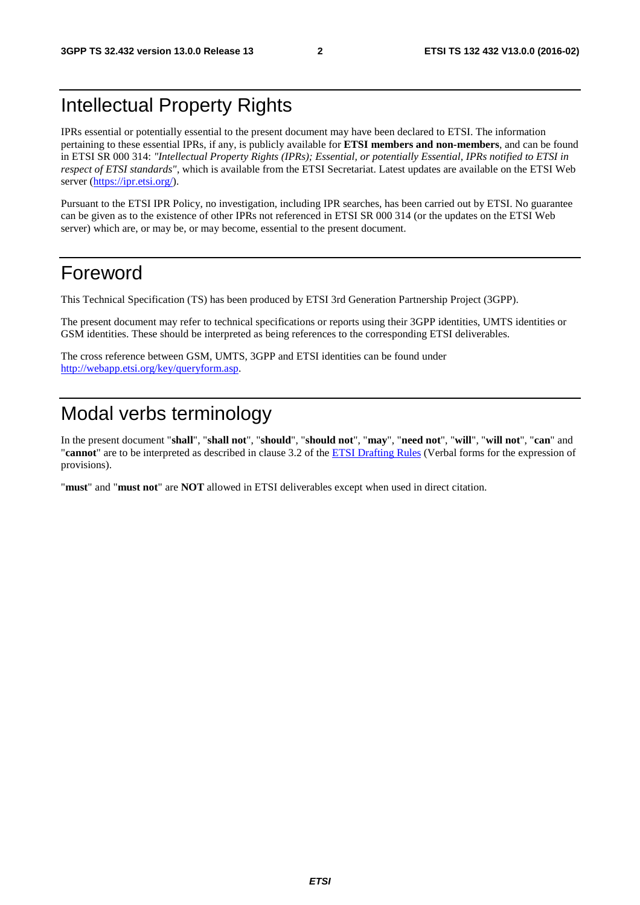# Intellectual Property Rights

IPRs essential or potentially essential to the present document may have been declared to ETSI. The information pertaining to these essential IPRs, if any, is publicly available for **ETSI members and non-members**, and can be found in ETSI SR 000 314: *"Intellectual Property Rights (IPRs); Essential, or potentially Essential, IPRs notified to ETSI in respect of ETSI standards"*, which is available from the ETSI Secretariat. Latest updates are available on the ETSI Web server (https://ipr.etsi.org/).

Pursuant to the ETSI IPR Policy, no investigation, including IPR searches, has been carried out by ETSI. No guarantee can be given as to the existence of other IPRs not referenced in ETSI SR 000 314 (or the updates on the ETSI Web server) which are, or may be, or may become, essential to the present document.

# Foreword

This Technical Specification (TS) has been produced by ETSI 3rd Generation Partnership Project (3GPP).

The present document may refer to technical specifications or reports using their 3GPP identities, UMTS identities or GSM identities. These should be interpreted as being references to the corresponding ETSI deliverables.

The cross reference between GSM, UMTS, 3GPP and ETSI identities can be found under http://webapp.etsi.org/key/queryform.asp.

# Modal verbs terminology

In the present document "**shall**", "**shall not**", "**should**", "**should not**", "**may**", "**need not**", "**will**", "**will not**", "**can**" and "**cannot**" are to be interpreted as described in clause 3.2 of the ETSI Drafting Rules (Verbal forms for the expression of provisions).

"**must**" and "**must not**" are **NOT** allowed in ETSI deliverables except when used in direct citation.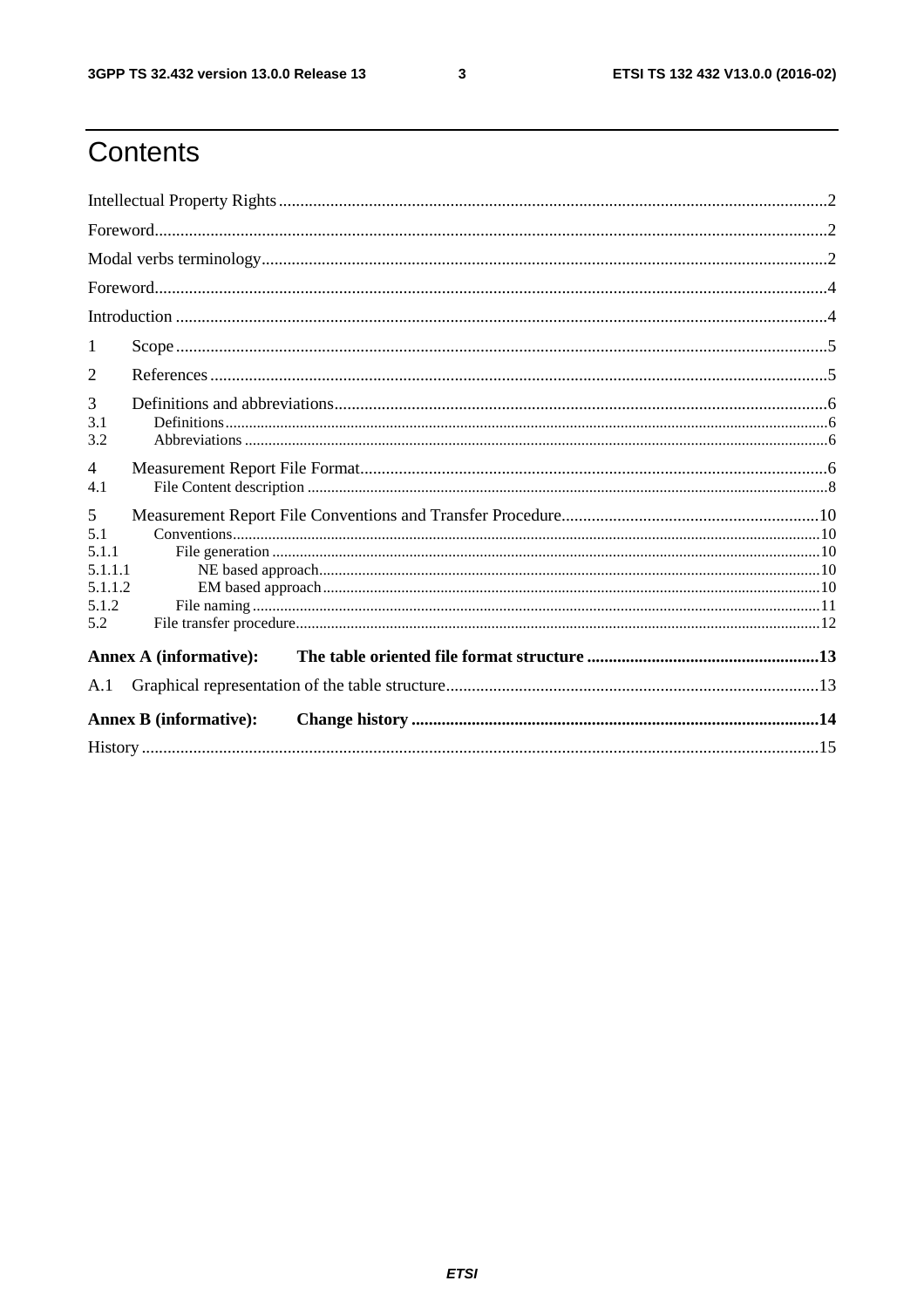# Contents

Intellectual Property Rights ........................................................................................................................2

Foreword......................................................................................................................................................2

Modal verbs terminology..............................................................................................................................2

Foreword......................................................................................................................................................4

Introduction ..................................................................................................................................................4

1 Scope ........................................................................................................................................................5

2 References ................................................................................................................................................5

3 Definitions and abbreviations....................................................................................................................6

3.1 Definitions..........................................................................................................................................6

3.2 Abbreviations .....................................................................................................................................6

4 Measurement Report File Format..............................................................................................................6

4.1 File Content description .....................................................................................................................8

5 Measurement Report File Conventions and Transfer Procedure...............................................................10

5.1 Conventions.......................................................................................................................................10

5.1.1 File generation ................................................................................................................................10

5.1.1.1 NE based approach.......................................................................................................................10

5.1.1.2 EM based approach......................................................................................................................10

5.1.2 File naming .....................................................................................................................................11

5.2 File transfer procedure.......................................................................................................................12

**Annex A (informative): The table oriented file format structure .........................................................13**

A.1 Graphical representation of the table structure.......................................................................................13

**Annex B (informative): Change history ...............................................................................................14**

History ........................................................................................................................................................15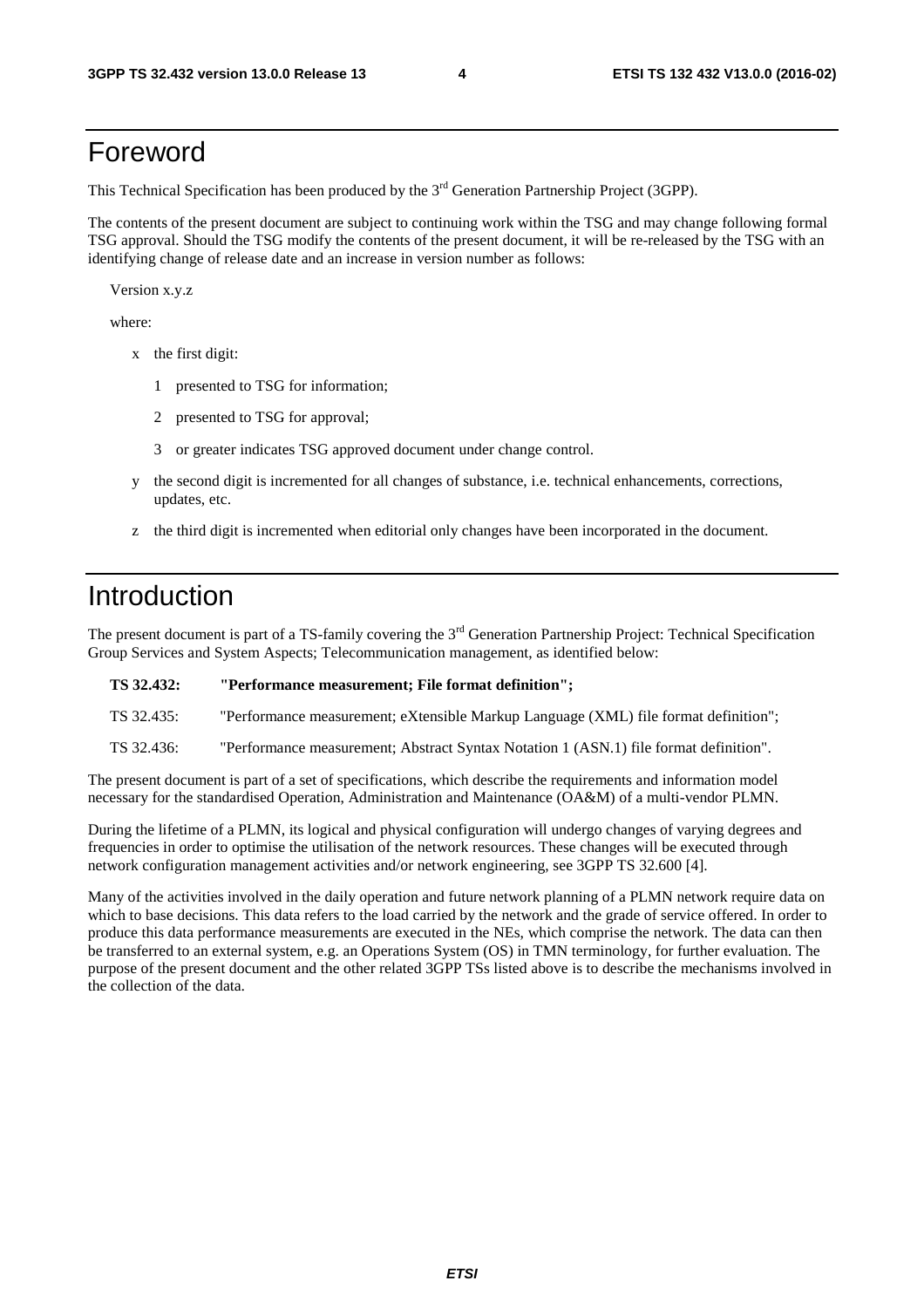# Foreword

This Technical Specification has been produced by the 3rd Generation Partnership Project (3GPP).

The contents of the present document are subject to continuing work within the TSG and may change following formal TSG approval. Should the TSG modify the contents of the present document, it will be re-released by the TSG with an identifying change of release date and an increase in version number as follows:

Version x.y.z

where:

- x the first digit:
  - 1 presented to TSG for information;
  - 2 presented to TSG for approval;
  - 3 or greater indicates TSG approved document under change control.
- y the second digit is incremented for all changes of substance, i.e. technical enhancements, corrections, updates, etc.
- z the third digit is incremented when editorial only changes have been incorporated in the document.

# Introduction

The present document is part of a TS-family covering the 3rd Generation Partnership Project: Technical Specification Group Services and System Aspects; Telecommunication management, as identified below:

**TS 32.432: "Performance measurement; File format definition";**

TS 32.435: "Performance measurement; eXtensible Markup Language (XML) file format definition";

TS 32.436: "Performance measurement; Abstract Syntax Notation 1 (ASN.1) file format definition".

The present document is part of a set of specifications, which describe the requirements and information model necessary for the standardised Operation, Administration and Maintenance (OA&M) of a multi-vendor PLMN.

During the lifetime of a PLMN, its logical and physical configuration will undergo changes of varying degrees and frequencies in order to optimise the utilisation of the network resources. These changes will be executed through network configuration management activities and/or network engineering, see 3GPP TS 32.600 [4].

Many of the activities involved in the daily operation and future network planning of a PLMN network require data on which to base decisions. This data refers to the load carried by the network and the grade of service offered. In order to produce this data performance measurements are executed in the NEs, which comprise the network. The data can then be transferred to an external system, e.g. an Operations System (OS) in TMN terminology, for further evaluation. The purpose of the present document and the other related 3GPP TSs listed above is to describe the mechanisms involved in the collection of the data.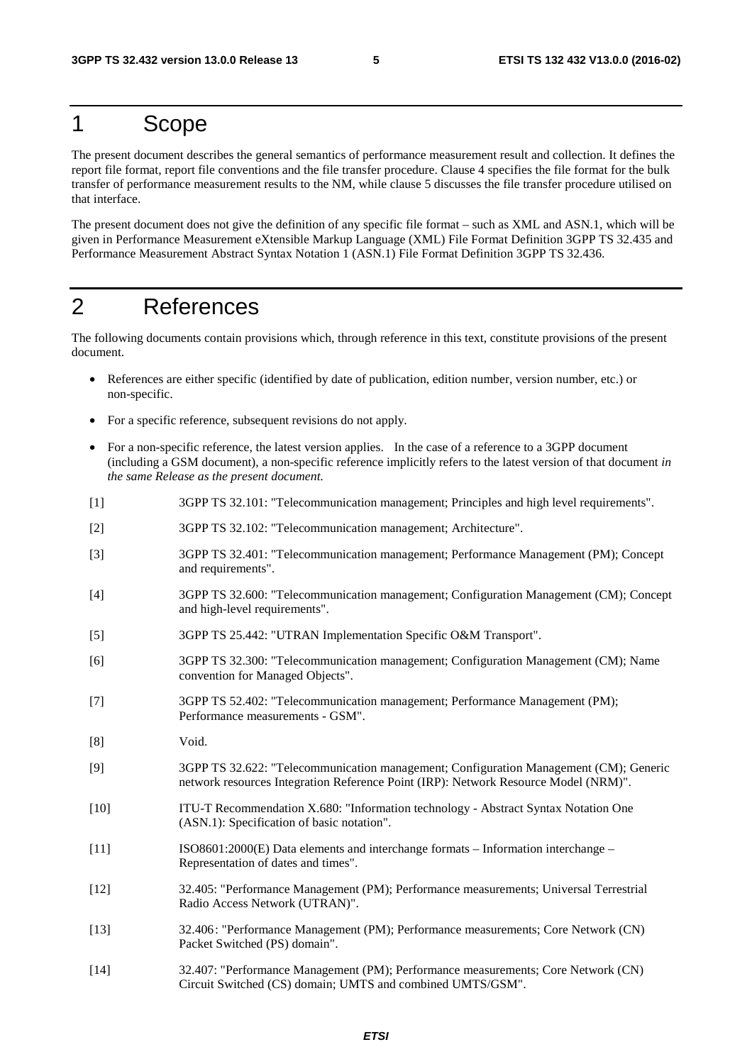# 1 Scope

The present document describes the general semantics of performance measurement result and collection. It defines the report file format, report file conventions and the file transfer procedure. Clause 4 specifies the file format for the bulk transfer of performance measurement results to the NM, while clause 5 discusses the file transfer procedure utilised on that interface.

The present document does not give the definition of any specific file format – such as XML and ASN.1, which will be given in Performance Measurement eXtensible Markup Language (XML) File Format Definition 3GPP TS 32.435 and Performance Measurement Abstract Syntax Notation 1 (ASN.1) File Format Definition 3GPP TS 32.436.

# 2 References

The following documents contain provisions which, through reference in this text, constitute provisions of the present document.

- References are either specific (identified by date of publication, edition number, version number, etc.) or non-specific.
- For a specific reference, subsequent revisions do not apply.
- For a non-specific reference, the latest version applies. In the case of a reference to a 3GPP document (including a GSM document), a non-specific reference implicitly refers to the latest version of that document *in the same Release as the present document.*

[1] 3GPP TS 32.101: "Telecommunication management; Principles and high level requirements".

[2] 3GPP TS 32.102: "Telecommunication management; Architecture".

[3] 3GPP TS 32.401: "Telecommunication management; Performance Management (PM); Concept and requirements".

[4] 3GPP TS 32.600: "Telecommunication management; Configuration Management (CM); Concept and high-level requirements".

[5] 3GPP TS 25.442: "UTRAN Implementation Specific O&M Transport".

[6] 3GPP TS 32.300: "Telecommunication management; Configuration Management (CM); Name convention for Managed Objects".

[7] 3GPP TS 52.402: "Telecommunication management; Performance Management (PM); Performance measurements - GSM".

[8] Void.

[9] 3GPP TS 32.622: "Telecommunication management; Configuration Management (CM); Generic network resources Integration Reference Point (IRP): Network Resource Model (NRM)".

[10] ITU-T Recommendation X.680: "Information technology - Abstract Syntax Notation One (ASN.1): Specification of basic notation".

[11] ISO8601:2000(E) Data elements and interchange formats – Information interchange – Representation of dates and times".

[12] 32.405: "Performance Management (PM); Performance measurements; Universal Terrestrial Radio Access Network (UTRAN)".

[13] 32.406: "Performance Management (PM); Performance measurements; Core Network (CN) Packet Switched (PS) domain".

[14] 32.407: "Performance Management (PM); Performance measurements; Core Network (CN) Circuit Switched (CS) domain; UMTS and combined UMTS/GSM".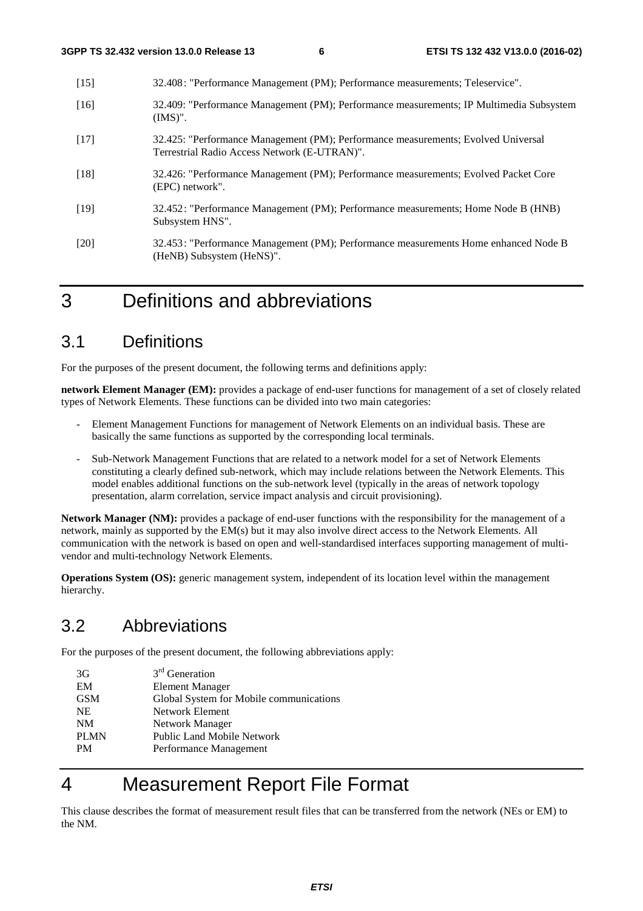[15] 32.408: "Performance Management (PM); Performance measurements; Teleservice".

[16] 32.409: "Performance Management (PM); Performance measurements; IP Multimedia Subsystem (IMS)".

[17] 32.425: "Performance Management (PM); Performance measurements; Evolved Universal Terrestrial Radio Access Network (E-UTRAN)".

[18] 32.426: "Performance Management (PM); Performance measurements; Evolved Packet Core (EPC) network".

[19] 32.452: "Performance Management (PM); Performance measurements; Home Node B (HNB) Subsystem HNS".

[20] 32.453: "Performance Management (PM); Performance measurements Home enhanced Node B (HeNB) Subsystem (HeNS)".

# 3 Definitions and abbreviations

## 3.1 Definitions

For the purposes of the present document, the following terms and definitions apply:

**network Element Manager (EM):** provides a package of end-user functions for management of a set of closely related types of Network Elements. These functions can be divided into two main categories:

- Element Management Functions for management of Network Elements on an individual basis. These are basically the same functions as supported by the corresponding local terminals.
- Sub-Network Management Functions that are related to a network model for a set of Network Elements constituting a clearly defined sub-network, which may include relations between the Network Elements. This model enables additional functions on the sub-network level (typically in the areas of network topology presentation, alarm correlation, service impact analysis and circuit provisioning).

**Network Manager (NM):** provides a package of end-user functions with the responsibility for the management of a network, mainly as supported by the EM(s) but it may also involve direct access to the Network Elements. All communication with the network is based on open and well-standardised interfaces supporting management of multi-vendor and multi-technology Network Elements.

**Operations System (OS):** generic management system, independent of its location level within the management hierarchy.

## 3.2 Abbreviations

For the purposes of the present document, the following abbreviations apply:

3G 3rd Generation
EM Element Manager
GSM Global System for Mobile communications
NE Network Element
NM Network Manager
PLMN Public Land Mobile Network
PM Performance Management

# 4 Measurement Report File Format

This clause describes the format of measurement result files that can be transferred from the network (NEs or EM) to the NM.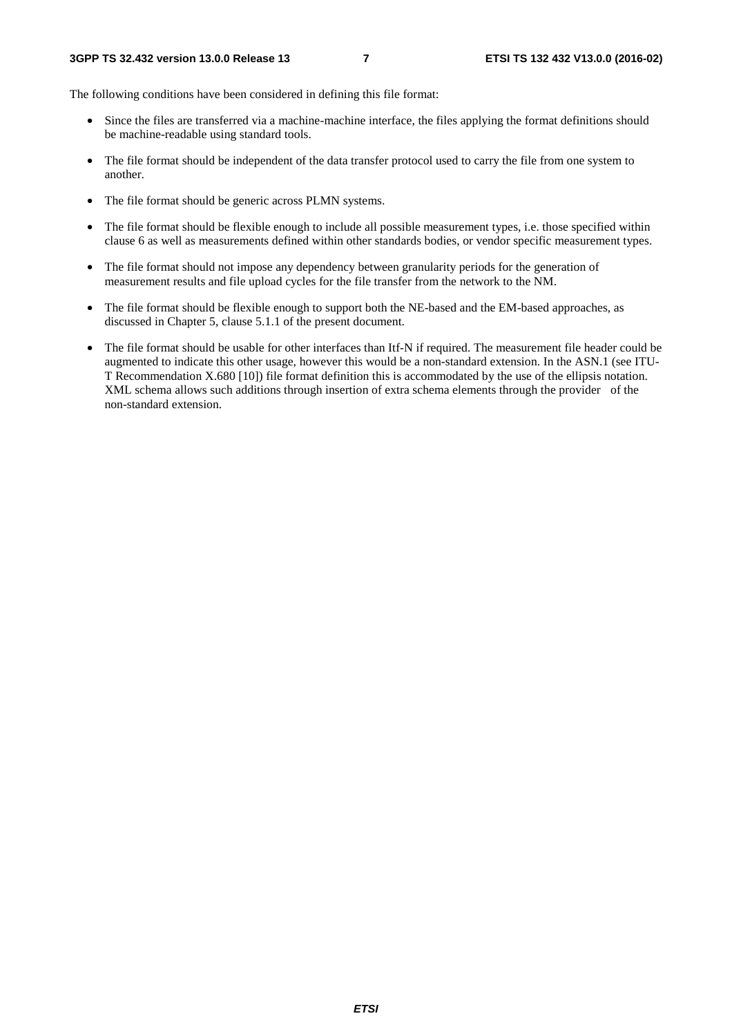The following conditions have been considered in defining this file format:

- Since the files are transferred via a machine-machine interface, the files applying the format definitions should be machine-readable using standard tools.
- The file format should be independent of the data transfer protocol used to carry the file from one system to another.
- The file format should be generic across PLMN systems.
- The file format should be flexible enough to include all possible measurement types, i.e. those specified within clause 6 as well as measurements defined within other standards bodies, or vendor specific measurement types.
- The file format should not impose any dependency between granularity periods for the generation of measurement results and file upload cycles for the file transfer from the network to the NM.
- The file format should be flexible enough to support both the NE-based and the EM-based approaches, as discussed in Chapter 5, clause 5.1.1 of the present document.
- The file format should be usable for other interfaces than Itf-N if required. The measurement file header could be augmented to indicate this other usage, however this would be a non-standard extension. In the ASN.1 (see ITU-T Recommendation X.680 [10]) file format definition this is accommodated by the use of the ellipsis notation. XML schema allows such additions through insertion of extra schema elements through the provider of the non-standard extension.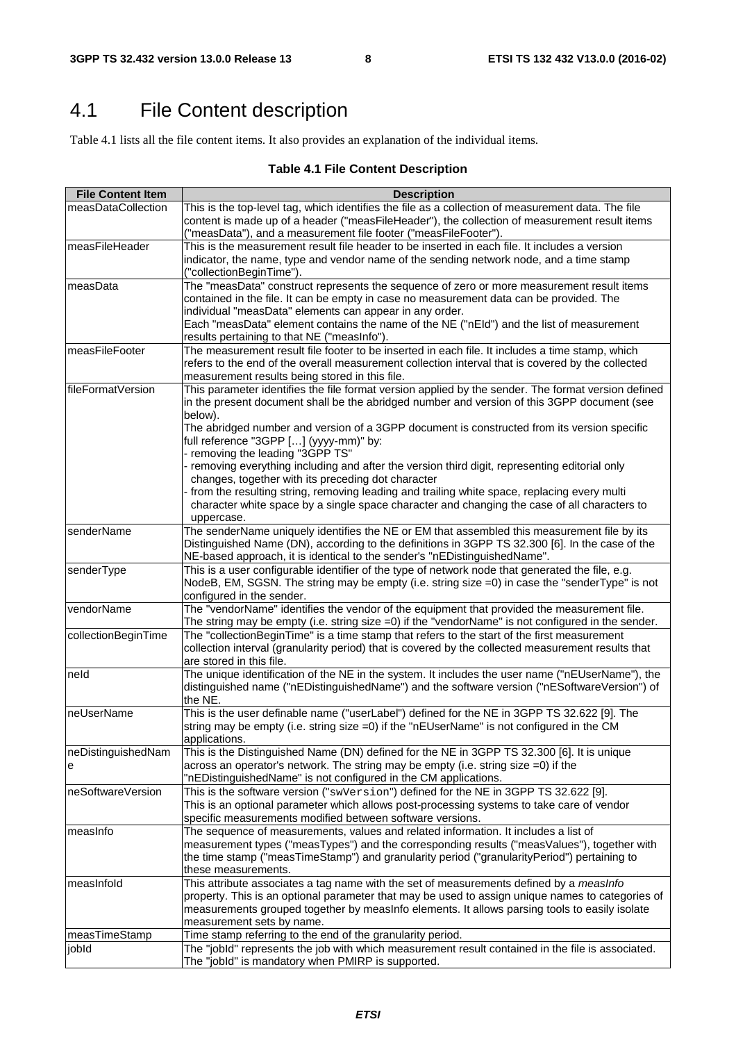# 4.1 File Content description

Table 4.1 lists all the file content items. It also provides an explanation of the individual items.

**Table 4.1 File Content Description**

| File Content Item | Description |
|---|---|
| measDataCollection | This is the top-level tag, which identifies the file as a collection of measurement data. The file content is made up of a header ("measFileHeader"), the collection of measurement result items ("measData"), and a measurement file footer ("measFileFooter"). |
| measFileHeader | This is the measurement result file header to be inserted in each file. It includes a version indicator, the name, type and vendor name of the sending network node, and a time stamp ("collectionBeginTime"). |
| measData | The "measData" construct represents the sequence of zero or more measurement result items contained in the file. It can be empty in case no measurement data can be provided. The individual "measData" elements can appear in any order.<br>Each "measData" element contains the name of the NE ("nEId") and the list of measurement results pertaining to that NE ("measInfo"). |
| measFileFooter | The measurement result file footer to be inserted in each file. It includes a time stamp, which refers to the end of the overall measurement collection interval that is covered by the collected measurement results being stored in this file. |
| fileFormatVersion | This parameter identifies the file format version applied by the sender. The format version defined in the present document shall be the abridged number and version of this 3GPP document (see below).<br>The abridged number and version of a 3GPP document is constructed from its version specific full reference "3GPP […] (yyyy-mm)" by:<br>- removing the leading "3GPP TS"<br>- removing everything including and after the version third digit, representing editorial only changes, together with its preceding dot character<br>- from the resulting string, removing leading and trailing white space, replacing every multi character white space by a single space character and changing the case of all characters to uppercase. |
| senderName | The senderName uniquely identifies the NE or EM that assembled this measurement file by its Distinguished Name (DN), according to the definitions in 3GPP TS 32.300 [6]. In the case of the NE-based approach, it is identical to the sender's "nEDistinguishedName". |
| senderType | This is a user configurable identifier of the type of network node that generated the file, e.g. NodeB, EM, SGSN. The string may be empty (i.e. string size =0) in case the "senderType" is not configured in the sender. |
| vendorName | The "vendorName" identifies the vendor of the equipment that provided the measurement file. The string may be empty (i.e. string size =0) if the "vendorName" is not configured in the sender. |
| collectionBeginTime | The "collectionBeginTime" is a time stamp that refers to the start of the first measurement collection interval (granularity period) that is covered by the collected measurement results that are stored in this file. |
| neId | The unique identification of the NE in the system. It includes the user name ("nEUserName"), the distinguished name ("nEDistinguishedName") and the software version ("nESoftwareVersion") of the NE. |
| neUserName | This is the user definable name ("userLabel") defined for the NE in 3GPP TS 32.622 [9]. The string may be empty (i.e. string size =0) if the "nEUserName" is not configured in the CM applications. |
| neDistinguishedName | This is the Distinguished Name (DN) defined for the NE in 3GPP TS 32.300 [6]. It is unique across an operator's network. The string may be empty (i.e. string size =0) if the "nEDistinguishedName" is not configured in the CM applications. |
| neSoftwareVersion | This is the software version ("swVersion") defined for the NE in 3GPP TS 32.622 [9].<br>This is an optional parameter which allows post-processing systems to take care of vendor specific measurements modified between software versions. |
| measInfo | The sequence of measurements, values and related information. It includes a list of measurement types ("measTypes") and the corresponding results ("measValues"), together with the time stamp ("measTimeStamp") and granularity period ("granularityPeriod") pertaining to these measurements. |
| measInfoId | This attribute associates a tag name with the set of measurements defined by a *measInfo* property. This is an optional parameter that may be used to assign unique names to categories of measurements grouped together by measInfo elements. It allows parsing tools to easily isolate measurement sets by name. |
| measTimeStamp | Time stamp referring to the end of the granularity period. |
| jobId | The "jobId" represents the job with which measurement result contained in the file is associated. The "jobId" is mandatory when PMIRP is supported. |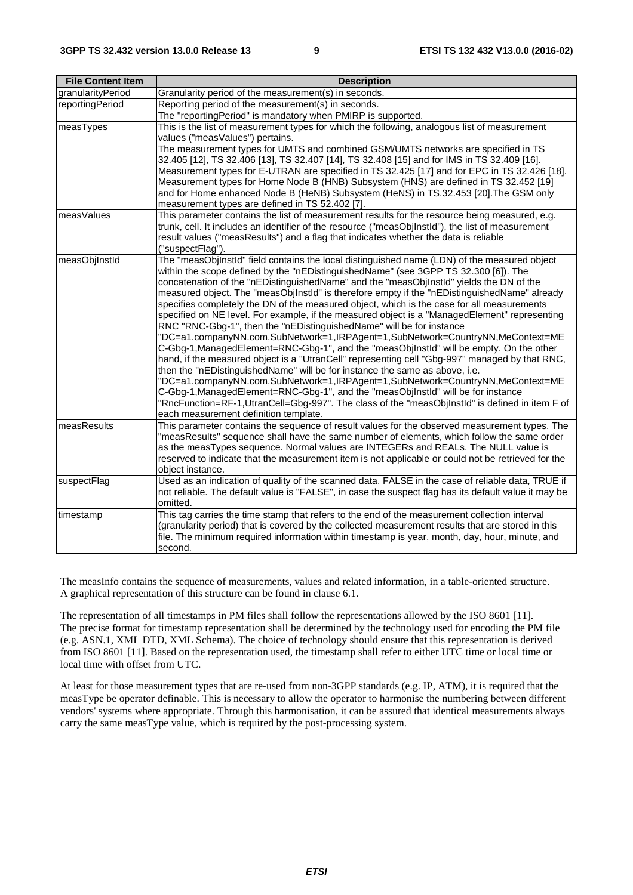| File Content Item | Description |
| --- | --- |
| granularityPeriod | Granularity period of the measurement(s) in seconds. |
| reportingPeriod | Reporting period of the measurement(s) in seconds.<br>The "reportingPeriod" is mandatory when PMIRP is supported. |
| measTypes | This is the list of measurement types for which the following, analogous list of measurement values ("measValues") pertains.<br>The measurement types for UMTS and combined GSM/UMTS networks are specified in TS 32.405 [12], TS 32.406 [13], TS 32.407 [14], TS 32.408 [15] and for IMS in TS 32.409 [16]. Measurement types for E-UTRAN are specified in TS 32.425 [17] and for EPC in TS 32.426 [18]. Measurement types for Home Node B (HNB) Subsystem (HNS) are defined in TS 32.452 [19] and for Home enhanced Node B (HeNB) Subsystem (HeNS) in TS.32.453 [20].The GSM only measurement types are defined in TS 52.402 [7]. |
| measValues | This parameter contains the list of measurement results for the resource being measured, e.g. trunk, cell. It includes an identifier of the resource ("measObjInstId"), the list of measurement result values ("measResults") and a flag that indicates whether the data is reliable ("suspectFlag"). |
| measObjInstId | The "measObjInstId" field contains the local distinguished name (LDN) of the measured object within the scope defined by the "nEDistinguishedName" (see 3GPP TS 32.300 [6]). The concatenation of the "nEDistinguishedName" and the "measObjInstId" yields the DN of the measured object. The "measObjInstId" is therefore empty if the "nEDistinguishedName" already specifies completely the DN of the measured object, which is the case for all measurements specified on NE level. For example, if the measured object is a "ManagedElement" representing RNC "RNC-Gbg-1", then the "nEDistinguishedName" will be for instance "DC=a1.companyNN.com,SubNetwork=1,IRPAgent=1,SubNetwork=CountryNN,MeContext=MEC-Gbg-1,ManagedElement=RNC-Gbg-1", and the "measObjInstId" will be empty. On the other hand, if the measured object is a "UtranCell" representing cell "Gbg-997" managed by that RNC, then the "nEDistinguishedName" will be for instance the same as above, i.e. "DC=a1.companyNN.com,SubNetwork=1,IRPAgent=1,SubNetwork=CountryNN,MeContext=MEC-Gbg-1,ManagedElement=RNC-Gbg-1", and the "measObjInstId" will be for instance "RncFunction=RF-1,UtranCell=Gbg-997". The class of the "measObjInstId" is defined in item F of each measurement definition template. |
| measResults | This parameter contains the sequence of result values for the observed measurement types. The "measResults" sequence shall have the same number of elements, which follow the same order as the measTypes sequence. Normal values are INTEGERs and REALs. The NULL value is reserved to indicate that the measurement item is not applicable or could not be retrieved for the object instance. |
| suspectFlag | Used as an indication of quality of the scanned data. FALSE in the case of reliable data, TRUE if not reliable. The default value is "FALSE", in case the suspect flag has its default value it may be omitted. |
| timestamp | This tag carries the time stamp that refers to the end of the measurement collection interval (granularity period) that is covered by the collected measurement results that are stored in this file. The minimum required information within timestamp is year, month, day, hour, minute, and second. |

The measInfo contains the sequence of measurements, values and related information, in a table-oriented structure. A graphical representation of this structure can be found in clause 6.1.

The representation of all timestamps in PM files shall follow the representations allowed by the ISO 8601 [11]. The precise format for timestamp representation shall be determined by the technology used for encoding the PM file (e.g. ASN.1, XML DTD, XML Schema). The choice of technology should ensure that this representation is derived from ISO 8601 [11]. Based on the representation used, the timestamp shall refer to either UTC time or local time with offset from UTC.

At least for those measurement types that are re-used from non-3GPP standards (e.g. IP, ATM), it is required that the measType be operator definable. This is necessary to allow the operator to harmonise the numbering between different vendors' systems where appropriate. Through this harmonisation, it can be assured that identical measurements always carry the same measType value, which is required by the post-processing system.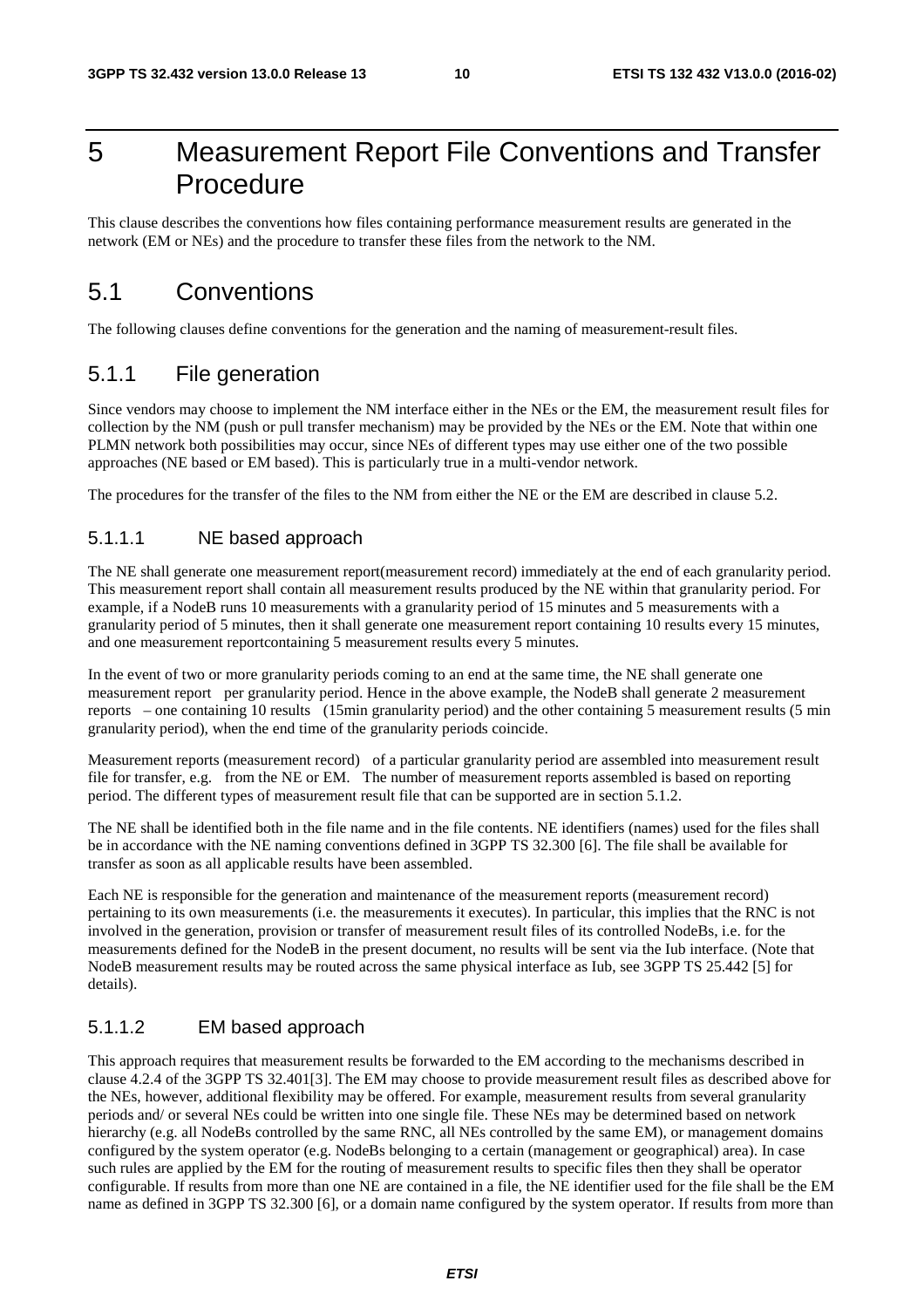# 5 Measurement Report File Conventions and Transfer Procedure

This clause describes the conventions how files containing performance measurement results are generated in the network (EM or NEs) and the procedure to transfer these files from the network to the NM.

## 5.1 Conventions

The following clauses define conventions for the generation and the naming of measurement-result files.

### 5.1.1 File generation

Since vendors may choose to implement the NM interface either in the NEs or the EM, the measurement result files for collection by the NM (push or pull transfer mechanism) may be provided by the NEs or the EM. Note that within one PLMN network both possibilities may occur, since NEs of different types may use either one of the two possible approaches (NE based or EM based). This is particularly true in a multi-vendor network.

The procedures for the transfer of the files to the NM from either the NE or the EM are described in clause 5.2.

#### 5.1.1.1 NE based approach

The NE shall generate one measurement report(measurement record) immediately at the end of each granularity period. This measurement report shall contain all measurement results produced by the NE within that granularity period. For example, if a NodeB runs 10 measurements with a granularity period of 15 minutes and 5 measurements with a granularity period of 5 minutes, then it shall generate one measurement report containing 10 results every 15 minutes, and one measurement reportcontaining 5 measurement results every 5 minutes.

In the event of two or more granularity periods coming to an end at the same time, the NE shall generate one measurement report per granularity period. Hence in the above example, the NodeB shall generate 2 measurement reports – one containing 10 results (15min granularity period) and the other containing 5 measurement results (5 min granularity period), when the end time of the granularity periods coincide.

Measurement reports (measurement record) of a particular granularity period are assembled into measurement result file for transfer, e.g. from the NE or EM. The number of measurement reports assembled is based on reporting period. The different types of measurement result file that can be supported are in section 5.1.2.

The NE shall be identified both in the file name and in the file contents. NE identifiers (names) used for the files shall be in accordance with the NE naming conventions defined in 3GPP TS 32.300 [6]. The file shall be available for transfer as soon as all applicable results have been assembled.

Each NE is responsible for the generation and maintenance of the measurement reports (measurement record) pertaining to its own measurements (i.e. the measurements it executes). In particular, this implies that the RNC is not involved in the generation, provision or transfer of measurement result files of its controlled NodeBs, i.e. for the measurements defined for the NodeB in the present document, no results will be sent via the Iub interface. (Note that NodeB measurement results may be routed across the same physical interface as Iub, see 3GPP TS 25.442 [5] for details).

#### 5.1.1.2 EM based approach

This approach requires that measurement results be forwarded to the EM according to the mechanisms described in clause 4.2.4 of the 3GPP TS 32.401[3]. The EM may choose to provide measurement result files as described above for the NEs, however, additional flexibility may be offered. For example, measurement results from several granularity periods and/ or several NEs could be written into one single file. These NEs may be determined based on network hierarchy (e.g. all NodeBs controlled by the same RNC, all NEs controlled by the same EM), or management domains configured by the system operator (e.g. NodeBs belonging to a certain (management or geographical) area). In case such rules are applied by the EM for the routing of measurement results to specific files then they shall be operator configurable. If results from more than one NE are contained in a file, the NE identifier used for the file shall be the EM name as defined in 3GPP TS 32.300 [6], or a domain name configured by the system operator. If results from more than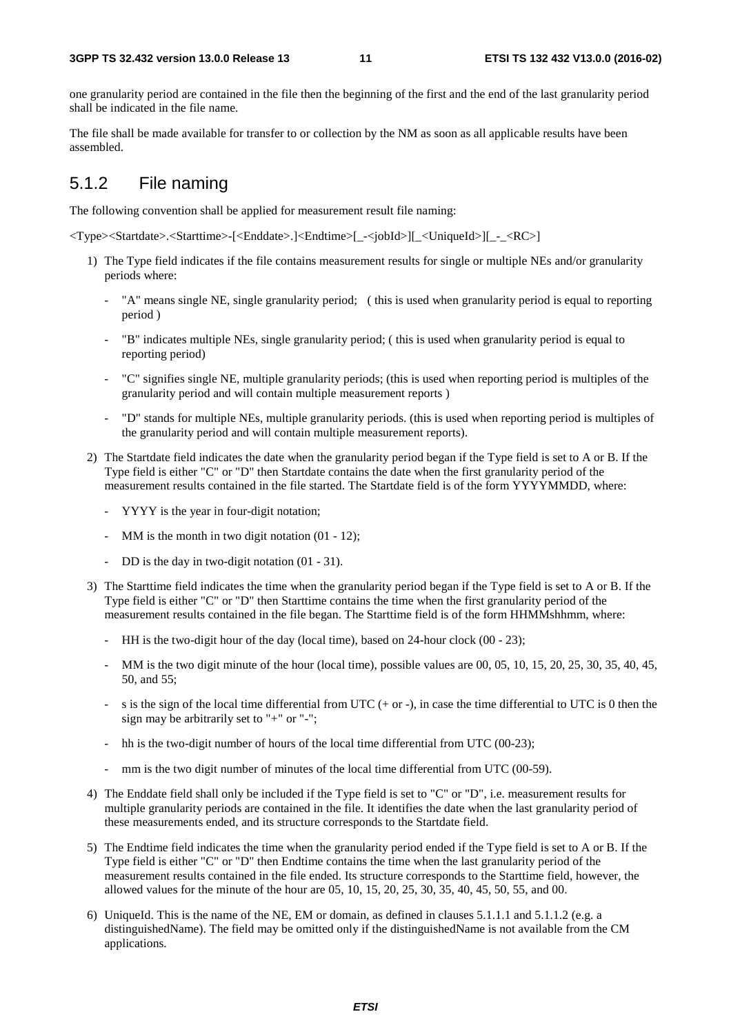one granularity period are contained in the file then the beginning of the first and the end of the last granularity period shall be indicated in the file name.

The file shall be made available for transfer to or collection by the NM as soon as all applicable results have been assembled.

## 5.1.2 File naming

The following convention shall be applied for measurement result file naming:

<Type><Startdate>.<Starttime>-[<Enddate>.]<Endtime>[_-<jobId>][_<UniqueId>][_-_<RC>]

1) The Type field indicates if the file contains measurement results for single or multiple NEs and/or granularity periods where:
   - "A" means single NE, single granularity period; ( this is used when granularity period is equal to reporting period )
   - "B" indicates multiple NEs, single granularity period; ( this is used when granularity period is equal to reporting period)
   - "C" signifies single NE, multiple granularity periods; (this is used when reporting period is multiples of the granularity period and will contain multiple measurement reports )
   - "D" stands for multiple NEs, multiple granularity periods. (this is used when reporting period is multiples of the granularity period and will contain multiple measurement reports).
2) The Startdate field indicates the date when the granularity period began if the Type field is set to A or B. If the Type field is either "C" or "D" then Startdate contains the date when the first granularity period of the measurement results contained in the file started. The Startdate field is of the form YYYYMMDD, where:
   - YYYY is the year in four-digit notation;
   - MM is the month in two digit notation (01 - 12);
   - DD is the day in two-digit notation (01 - 31).
3) The Starttime field indicates the time when the granularity period began if the Type field is set to A or B. If the Type field is either "C" or "D" then Starttime contains the time when the first granularity period of the measurement results contained in the file began. The Starttime field is of the form HHMMshhmm, where:
   - HH is the two-digit hour of the day (local time), based on 24-hour clock (00 - 23);
   - MM is the two digit minute of the hour (local time), possible values are 00, 05, 10, 15, 20, 25, 30, 35, 40, 45, 50, and 55;
   - s is the sign of the local time differential from UTC (+ or -), in case the time differential to UTC is 0 then the sign may be arbitrarily set to "+" or "-";
   - hh is the two-digit number of hours of the local time differential from UTC (00-23);
   - mm is the two digit number of minutes of the local time differential from UTC (00-59).
4) The Enddate field shall only be included if the Type field is set to "C" or "D", i.e. measurement results for multiple granularity periods are contained in the file. It identifies the date when the last granularity period of these measurements ended, and its structure corresponds to the Startdate field.
5) The Endtime field indicates the time when the granularity period ended if the Type field is set to A or B. If the Type field is either "C" or "D" then Endtime contains the time when the last granularity period of the measurement results contained in the file ended. Its structure corresponds to the Starttime field, however, the allowed values for the minute of the hour are 05, 10, 15, 20, 25, 30, 35, 40, 45, 50, 55, and 00.
6) UniqueId. This is the name of the NE, EM or domain, as defined in clauses 5.1.1.1 and 5.1.1.2 (e.g. a distinguishedName). The field may be omitted only if the distinguishedName is not available from the CM applications.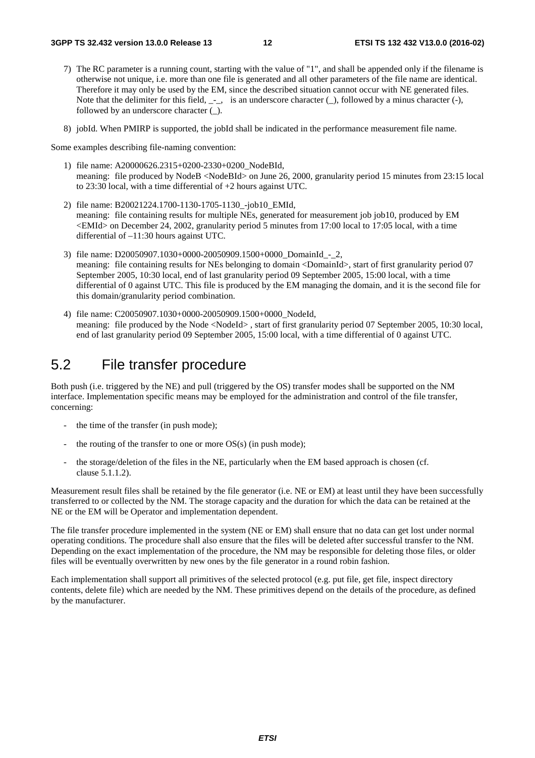7) The RC parameter is a running count, starting with the value of "1", and shall be appended only if the filename is otherwise not unique, i.e. more than one file is generated and all other parameters of the file name are identical. Therefore it may only be used by the EM, since the described situation cannot occur with NE generated files. Note that the delimiter for this field, _-_, is an underscore character (_), followed by a minus character (-), followed by an underscore character (_).

8) jobId. When PMIRP is supported, the jobId shall be indicated in the performance measurement file name.

Some examples describing file-naming convention:

1) file name: A20000626.2315+0200-2330+0200_NodeBId,
   meaning: file produced by NodeB <NodeBId> on June 26, 2000, granularity period 15 minutes from 23:15 local to 23:30 local, with a time differential of +2 hours against UTC.

2) file name: B20021224.1700-1130-1705-1130_-job10_EMId,
   meaning: file containing results for multiple NEs, generated for measurement job job10, produced by EM <EMId> on December 24, 2002, granularity period 5 minutes from 17:00 local to 17:05 local, with a time differential of –11:30 hours against UTC.

3) file name: D20050907.1030+0000-20050909.1500+0000_DomainId_-_2,
   meaning: file containing results for NEs belonging to domain <DomainId>, start of first granularity period 07 September 2005, 10:30 local, end of last granularity period 09 September 2005, 15:00 local, with a time differential of 0 against UTC. This file is produced by the EM managing the domain, and it is the second file for this domain/granularity period combination.

4) file name: C20050907.1030+0000-20050909.1500+0000_NodeId,
   meaning: file produced by the Node <NodeId> , start of first granularity period 07 September 2005, 10:30 local, end of last granularity period 09 September 2005, 15:00 local, with a time differential of 0 against UTC.

## 5.2 File transfer procedure

Both push (i.e. triggered by the NE) and pull (triggered by the OS) transfer modes shall be supported on the NM interface. Implementation specific means may be employed for the administration and control of the file transfer, concerning:

- the time of the transfer (in push mode);
- the routing of the transfer to one or more OS(s) (in push mode);
- the storage/deletion of the files in the NE, particularly when the EM based approach is chosen (cf. clause 5.1.1.2).

Measurement result files shall be retained by the file generator (i.e. NE or EM) at least until they have been successfully transferred to or collected by the NM. The storage capacity and the duration for which the data can be retained at the NE or the EM will be Operator and implementation dependent.

The file transfer procedure implemented in the system (NE or EM) shall ensure that no data can get lost under normal operating conditions. The procedure shall also ensure that the files will be deleted after successful transfer to the NM. Depending on the exact implementation of the procedure, the NM may be responsible for deleting those files, or older files will be eventually overwritten by new ones by the file generator in a round robin fashion.

Each implementation shall support all primitives of the selected protocol (e.g. put file, get file, inspect directory contents, delete file) which are needed by the NM. These primitives depend on the details of the procedure, as defined by the manufacturer.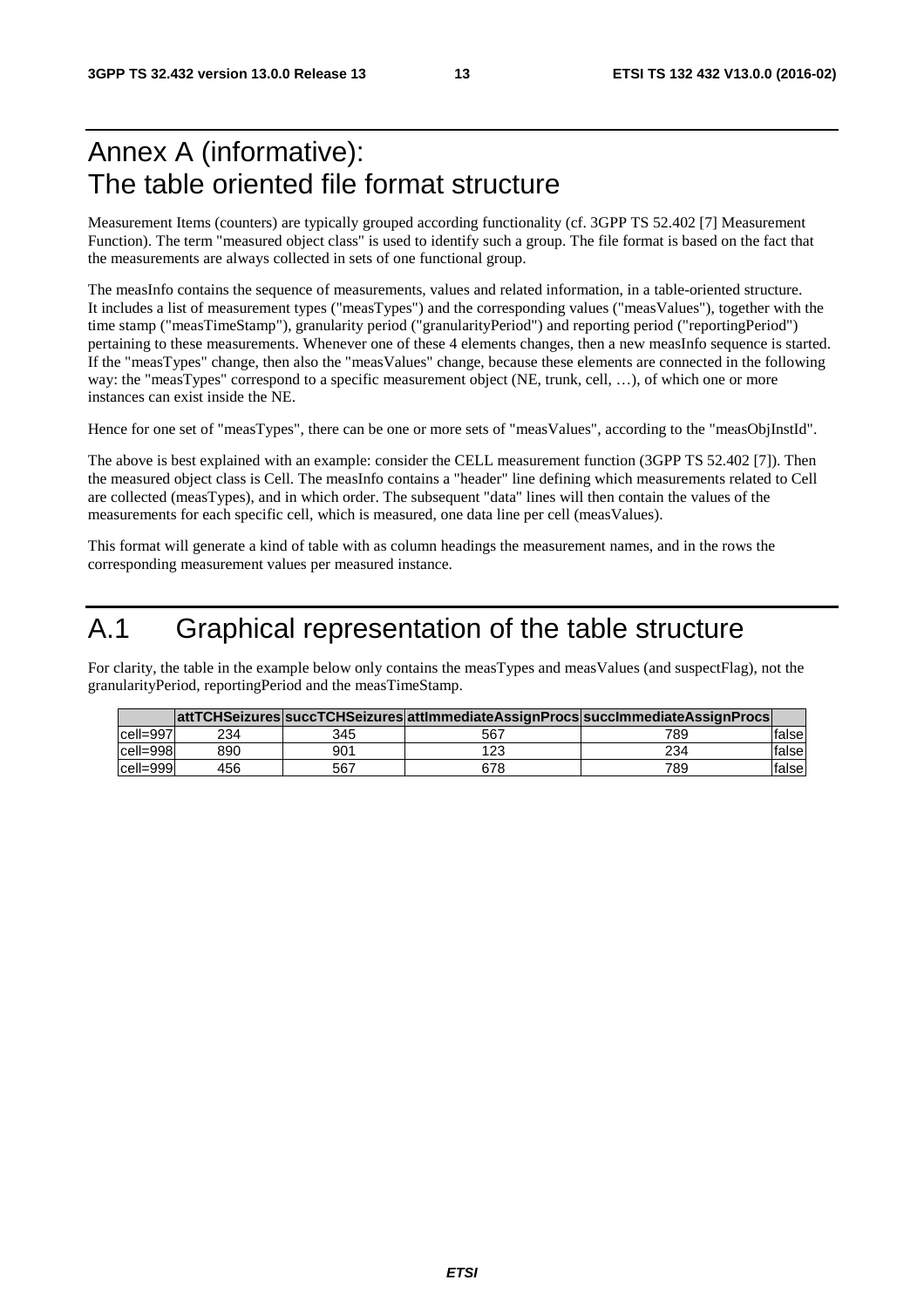# Annex A (informative): The table oriented file format structure

Measurement Items (counters) are typically grouped according functionality (cf. 3GPP TS 52.402 [7] Measurement Function). The term "measured object class" is used to identify such a group. The file format is based on the fact that the measurements are always collected in sets of one functional group.

The measInfo contains the sequence of measurements, values and related information, in a table-oriented structure. It includes a list of measurement types ("measTypes") and the corresponding values ("measValues"), together with the time stamp ("measTimeStamp"), granularity period ("granularityPeriod") and reporting period ("reportingPeriod") pertaining to these measurements. Whenever one of these 4 elements changes, then a new measInfo sequence is started. If the "measTypes" change, then also the "measValues" change, because these elements are connected in the following way: the "measTypes" correspond to a specific measurement object (NE, trunk, cell, …), of which one or more instances can exist inside the NE.

Hence for one set of "measTypes", there can be one or more sets of "measValues", according to the "measObjInstId".

The above is best explained with an example: consider the CELL measurement function (3GPP TS 52.402 [7]). Then the measured object class is Cell. The measInfo contains a "header" line defining which measurements related to Cell are collected (measTypes), and in which order. The subsequent "data" lines will then contain the values of the measurements for each specific cell, which is measured, one data line per cell (measValues).

This format will generate a kind of table with as column headings the measurement names, and in the rows the corresponding measurement values per measured instance.

## A.1 Graphical representation of the table structure

For clarity, the table in the example below only contains the measTypes and measValues (and suspectFlag), not the granularityPeriod, reportingPeriod and the measTimeStamp.

| | attTCHSeizures | succTCHSeizures | attImmediateAssignProcs | succImmediateAssignProcs | |
|---|---|---|---|---|---|
| cell=997 | 234 | 345 | 567 | 789 | false |
| cell=998 | 890 | 901 | 123 | 234 | false |
| cell=999 | 456 | 567 | 678 | 789 | false |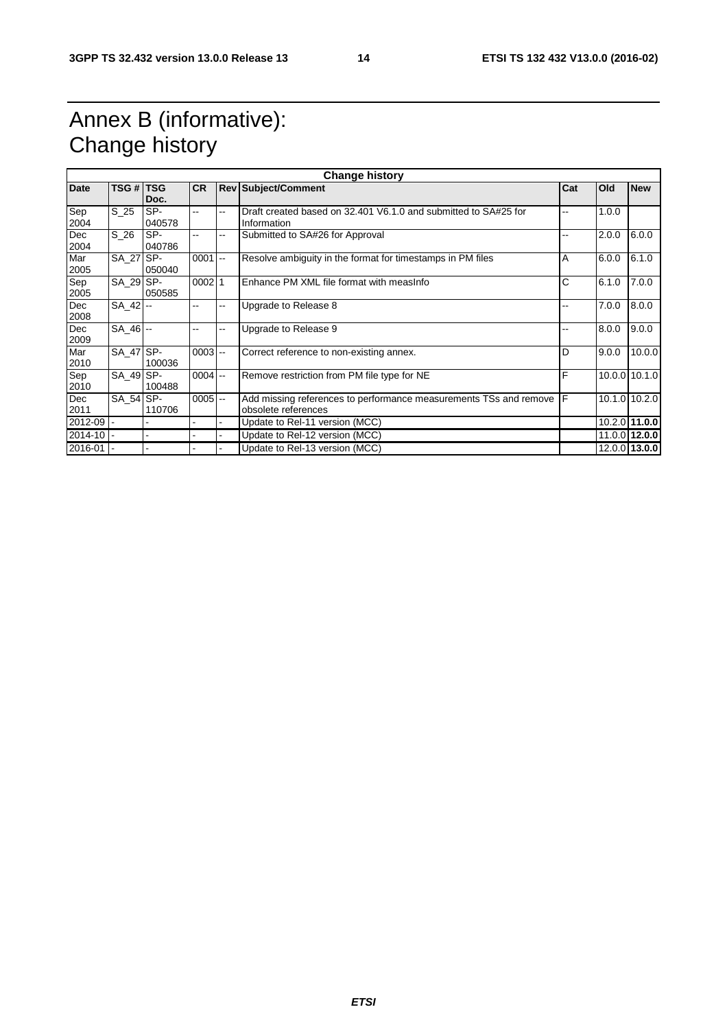# Annex B (informative): Change history

| Change history | | | | | | | | |
|---|---|---|---|---|---|---|---|---|
| **Date** | **TSG #** | **TSG Doc.** | **CR** | **Rev** | **Subject/Comment** | **Cat** | **Old** | **New** |
| Sep 2004 | S_25 | SP-040578 | -- | -- | Draft created based on 32.401 V6.1.0 and submitted to SA#25 for Information | -- | 1.0.0 | |
| Dec 2004 | S_26 | SP-040786 | -- | -- | Submitted to SA#26 for Approval | -- | 2.0.0 | 6.0.0 |
| Mar 2005 | SA_27 | SP-050040 | 0001 | -- | Resolve ambiguity in the format for timestamps in PM files | A | 6.0.0 | 6.1.0 |
| Sep 2005 | SA_29 | SP-050585 | 0002 | 1 | Enhance PM XML file format with measInfo | C | 6.1.0 | 7.0.0 |
| Dec 2008 | SA_42 | -- | -- | -- | Upgrade to Release 8 | -- | 7.0.0 | 8.0.0 |
| Dec 2009 | SA_46 | -- | -- | -- | Upgrade to Release 9 | -- | 8.0.0 | 9.0.0 |
| Mar 2010 | SA_47 | SP-100036 | 0003 | -- | Correct reference to non-existing annex. | D | 9.0.0 | 10.0.0 |
| Sep 2010 | SA_49 | SP-100488 | 0004 | -- | Remove restriction from PM file type for NE | F | 10.0.0 | 10.1.0 |
| Dec 2011 | SA_54 | SP-110706 | 0005 | -- | Add missing references to performance measurements TSs and remove obsolete references | F | 10.1.0 | 10.2.0 |
| 2012-09 | - | - | - | - | Update to Rel-11 version (MCC) | | 10.2.0 | **11.0.0** |
| 2014-10 | - | - | - | - | Update to Rel-12 version (MCC) | | 11.0.0 | **12.0.0** |
| 2016-01 | - | - | - | - | Update to Rel-13 version (MCC) | | 12.0.0 | **13.0.0** |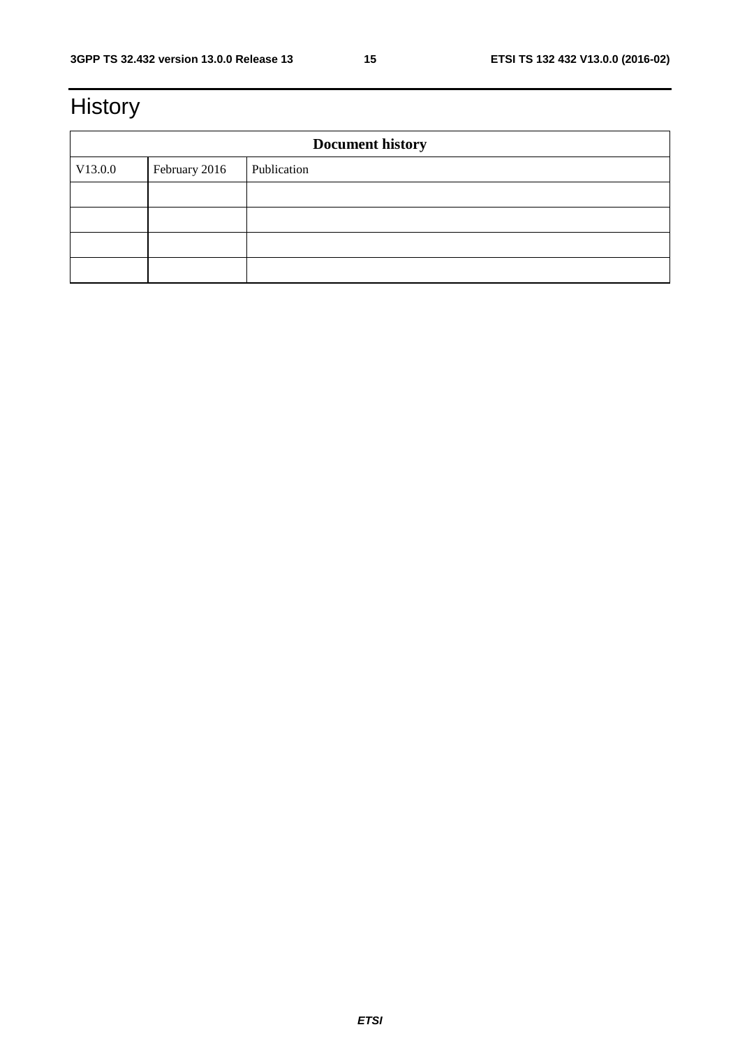# History

| Document history | | |
|---|---|---|
| V13.0.0 | February 2016 | Publication |
| | | |
| | | |
| | | |
| | | |